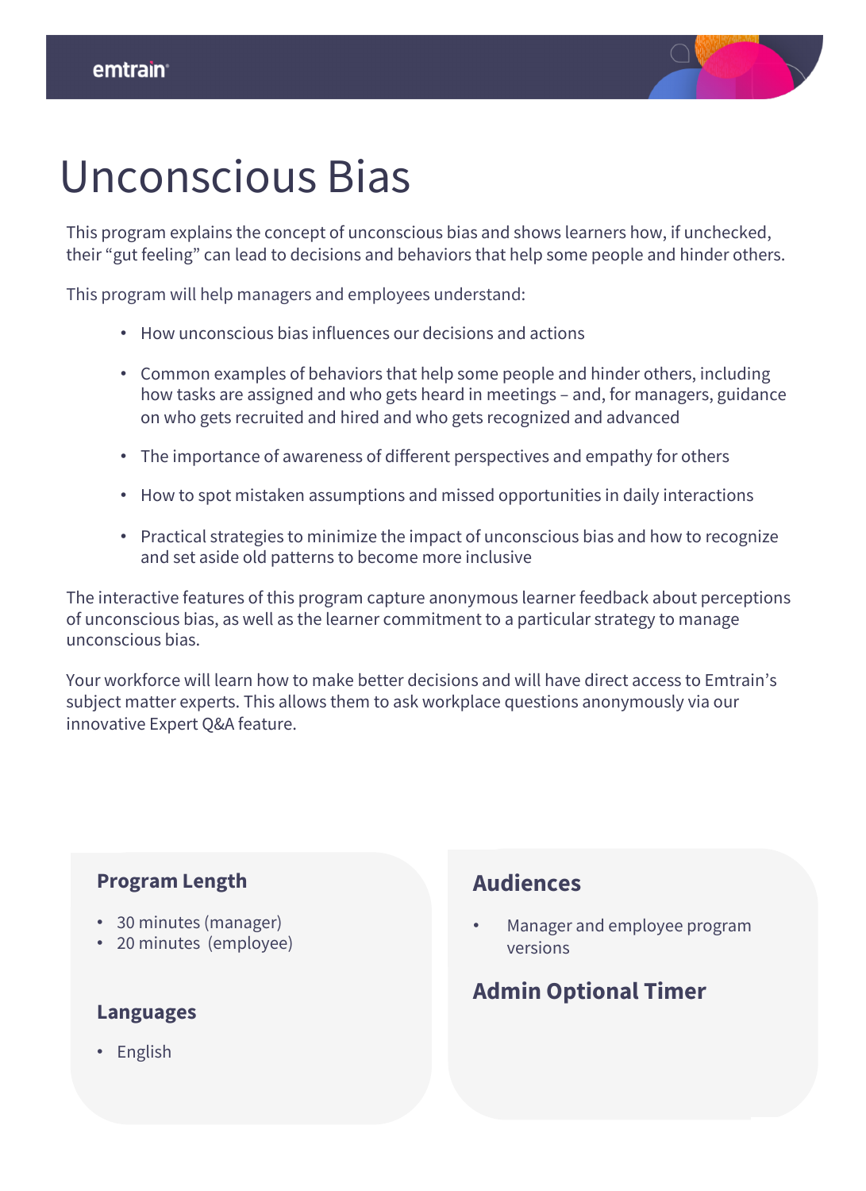emtrain

# Unconscious Bias

This program explains the concept of unconscious bias and shows learners how, if unchecked, their "gut feeling" can lead to decisions and behaviors that help some people and hinder others.

This program will help managers and employees understand:

- How unconscious bias influences our decisions and actions
- Common examples of behaviors that help some people and hinder others, including how tasks are assigned and who gets heard in meetings – and, for managers, guidance on who gets recruited and hired and who gets recognized and advanced
- The importance of awareness of different perspectives and empathy for others
- How to spot mistaken assumptions and missed opportunities in daily interactions
- Practical strategies to minimize the impact of unconscious bias and how to recognize and set aside old patterns to become more inclusive

The interactive features of this program capture anonymous learner feedback about perceptions of unconscious bias, as well as the learner commitment to a particular strategy to manage unconscious bias.

Your workforce will learn how to make better decisions and will have direct access to Emtrain's subject matter experts. This allows them to ask workplace questions anonymously via our innovative Expert Q&A feature.

### Program Length

- 30 minutes (manager)
- 20 minutes (employee)

### Languages

- English

### Audiences

- Manager and employee program versions

### Admin Optional Timer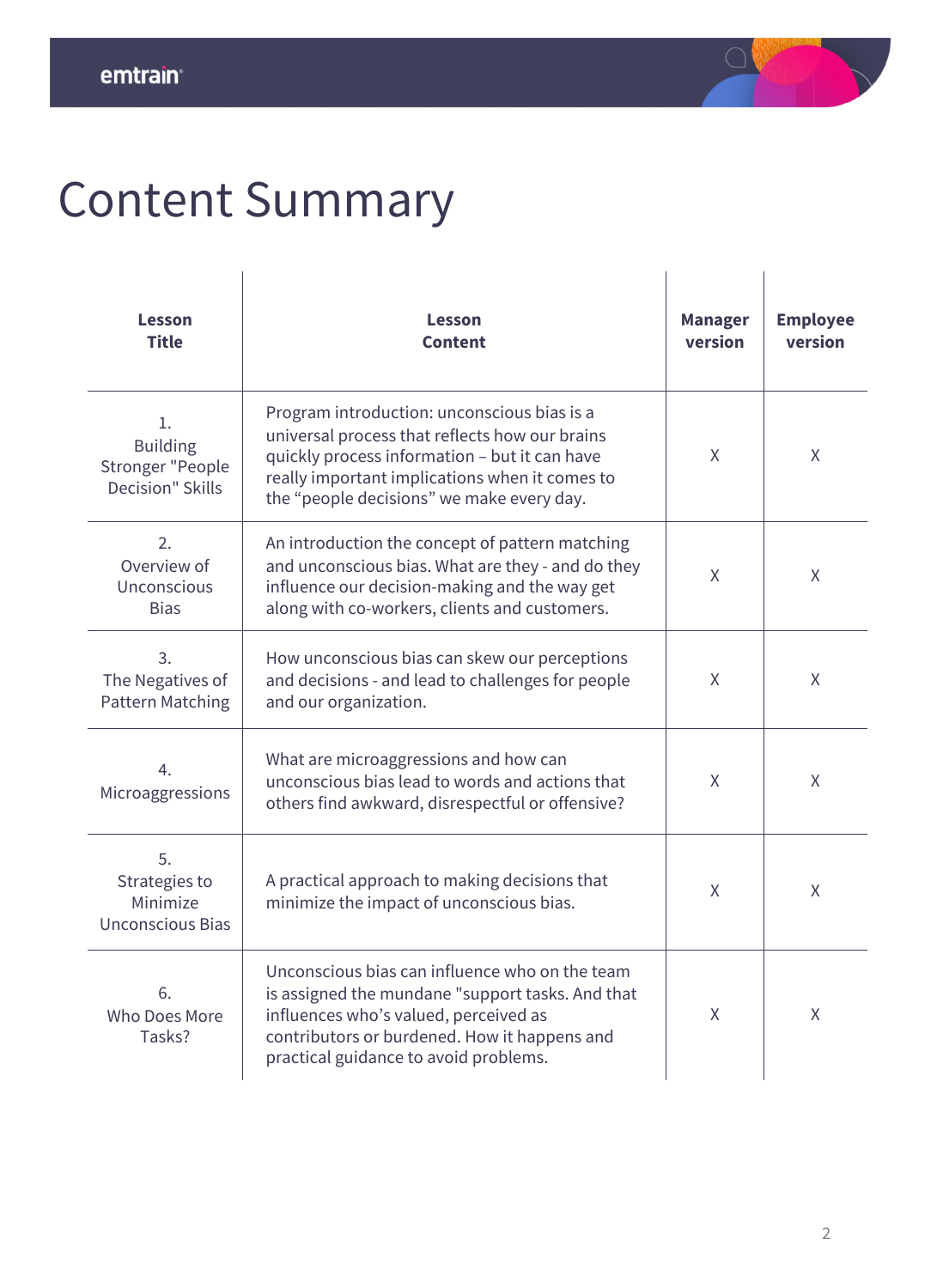# Content Summary

| Lesson Title | Lesson Content | Manager version | Employee version |
|---|---|---|---|
| 1. Building Stronger "People Decision" Skills | Program introduction: unconscious bias is a universal process that reflects how our brains quickly process information – but it can have really important implications when it comes to the "people decisions" we make every day. | X | X |
| 2. Overview of Unconscious Bias | An introduction the concept of pattern matching and unconscious bias. What are they - and do they influence our decision-making and the way get along with co-workers, clients and customers. | X | X |
| 3. The Negatives of Pattern Matching | How unconscious bias can skew our perceptions and decisions - and lead to challenges for people and our organization. | X | X |
| 4. Microaggressions | What are microaggressions and how can unconscious bias lead to words and actions that others find awkward, disrespectful or offensive? | X | X |
| 5. Strategies to Minimize Unconscious Bias | A practical approach to making decisions that minimize the impact of unconscious bias. | X | X |
| 6. Who Does More Tasks? | Unconscious bias can influence who on the team is assigned the mundane "support tasks. And that influences who's valued, perceived as contributors or burdened. How it happens and practical guidance to avoid problems. | X | X |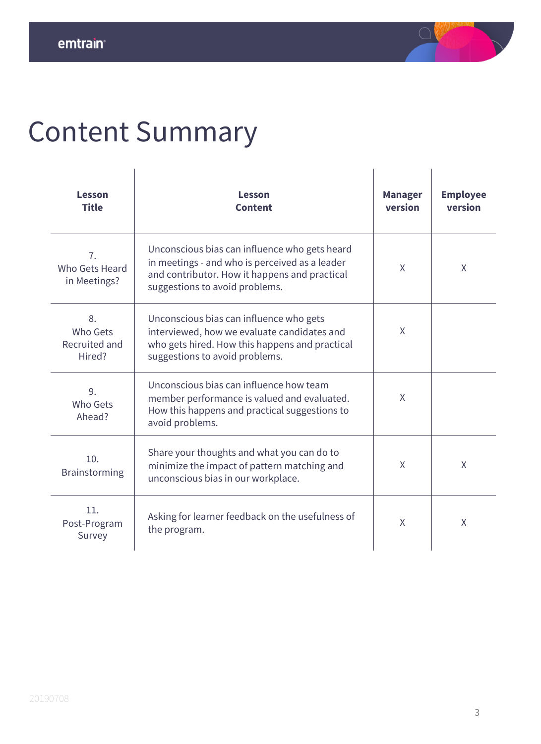# Content Summary

| Lesson Title | Lesson Content | Manager version | Employee version |
|---|---|---|---|
| 7. Who Gets Heard in Meetings? | Unconscious bias can influence who gets heard in meetings - and who is perceived as a leader and contributor. How it happens and practical suggestions to avoid problems. | X | X |
| 8. Who Gets Recruited and Hired? | Unconscious bias can influence who gets interviewed, how we evaluate candidates and who gets hired. How this happens and practical suggestions to avoid problems. | X | |
| 9. Who Gets Ahead? | Unconscious bias can influence how team member performance is valued and evaluated. How this happens and practical suggestions to avoid problems. | X | |
| 10. Brainstorming | Share your thoughts and what you can do to minimize the impact of pattern matching and unconscious bias in our workplace. | X | X |
| 11. Post-Program Survey | Asking for learner feedback on the usefulness of the program. | X | X |